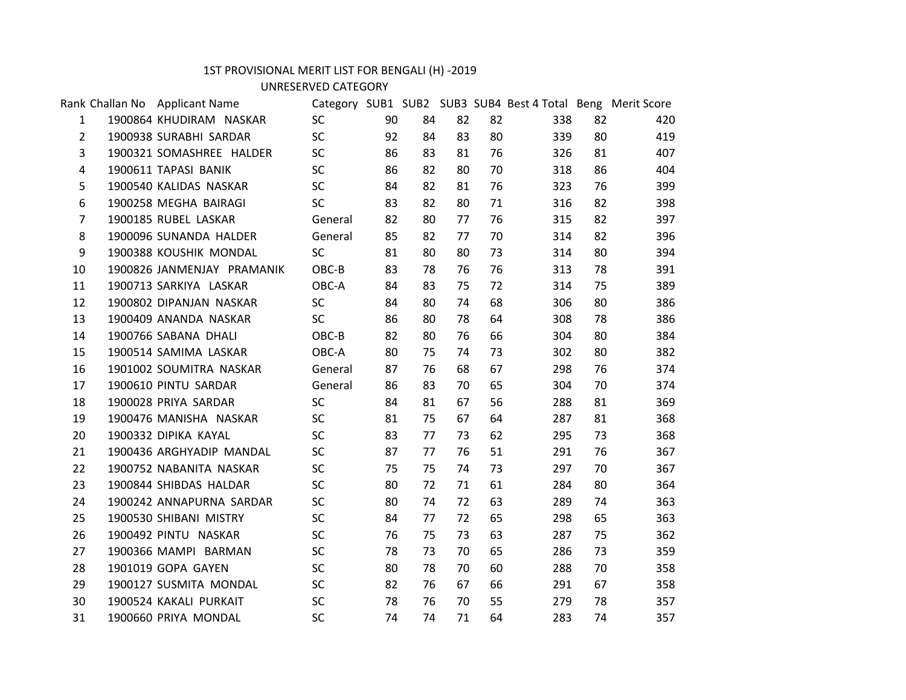# 1ST PROVISIONAL MERIT LIST FOR BENGALI (H) -2019

## UNRESERVED CATEGORY

| Rank | Challan No | Applicant Name | Category | SUB1 | SUB2 | SUB3 | SUB4 | Best 4 Total | Beng | Merit Score |
|---|---|---|---|---|---|---|---|---|---|---|
| 1 | 1900864 | KHUDIRAM NASKAR | SC | 90 | 84 | 82 | 82 | 338 | 82 | 420 |
| 2 | 1900938 | SURABHI SARDAR | SC | 92 | 84 | 83 | 80 | 339 | 80 | 419 |
| 3 | 1900321 | SOMASHREE HALDER | SC | 86 | 83 | 81 | 76 | 326 | 81 | 407 |
| 4 | 1900611 | TAPASI BANIK | SC | 86 | 82 | 80 | 70 | 318 | 86 | 404 |
| 5 | 1900540 | KALIDAS NASKAR | SC | 84 | 82 | 81 | 76 | 323 | 76 | 399 |
| 6 | 1900258 | MEGHA BAIRAGI | SC | 83 | 82 | 80 | 71 | 316 | 82 | 398 |
| 7 | 1900185 | RUBEL LASKAR | General | 82 | 80 | 77 | 76 | 315 | 82 | 397 |
| 8 | 1900096 | SUNANDA HALDER | General | 85 | 82 | 77 | 70 | 314 | 82 | 396 |
| 9 | 1900388 | KOUSHIK MONDAL | SC | 81 | 80 | 80 | 73 | 314 | 80 | 394 |
| 10 | 1900826 | JANMENJAY PRAMANIK | OBC-B | 83 | 78 | 76 | 76 | 313 | 78 | 391 |
| 11 | 1900713 | SARKIYA LASKAR | OBC-A | 84 | 83 | 75 | 72 | 314 | 75 | 389 |
| 12 | 1900802 | DIPANJAN NASKAR | SC | 84 | 80 | 74 | 68 | 306 | 80 | 386 |
| 13 | 1900409 | ANANDA NASKAR | SC | 86 | 80 | 78 | 64 | 308 | 78 | 386 |
| 14 | 1900766 | SABANA DHALI | OBC-B | 82 | 80 | 76 | 66 | 304 | 80 | 384 |
| 15 | 1900514 | SAMIMA LASKAR | OBC-A | 80 | 75 | 74 | 73 | 302 | 80 | 382 |
| 16 | 1901002 | SOUMITRA NASKAR | General | 87 | 76 | 68 | 67 | 298 | 76 | 374 |
| 17 | 1900610 | PINTU SARDAR | General | 86 | 83 | 70 | 65 | 304 | 70 | 374 |
| 18 | 1900028 | PRIYA SARDAR | SC | 84 | 81 | 67 | 56 | 288 | 81 | 369 |
| 19 | 1900476 | MANISHA NASKAR | SC | 81 | 75 | 67 | 64 | 287 | 81 | 368 |
| 20 | 1900332 | DIPIKA KAYAL | SC | 83 | 77 | 73 | 62 | 295 | 73 | 368 |
| 21 | 1900436 | ARGHYADIP MANDAL | SC | 87 | 77 | 76 | 51 | 291 | 76 | 367 |
| 22 | 1900752 | NABANITA NASKAR | SC | 75 | 75 | 74 | 73 | 297 | 70 | 367 |
| 23 | 1900844 | SHIBDAS HALDAR | SC | 80 | 72 | 71 | 61 | 284 | 80 | 364 |
| 24 | 1900242 | ANNAPURNA SARDAR | SC | 80 | 74 | 72 | 63 | 289 | 74 | 363 |
| 25 | 1900530 | SHIBANI MISTRY | SC | 84 | 77 | 72 | 65 | 298 | 65 | 363 |
| 26 | 1900492 | PINTU NASKAR | SC | 76 | 75 | 73 | 63 | 287 | 75 | 362 |
| 27 | 1900366 | MAMPI BARMAN | SC | 78 | 73 | 70 | 65 | 286 | 73 | 359 |
| 28 | 1901019 | GOPA GAYEN | SC | 80 | 78 | 70 | 60 | 288 | 70 | 358 |
| 29 | 1900127 | SUSMITA MONDAL | SC | 82 | 76 | 67 | 66 | 291 | 67 | 358 |
| 30 | 1900524 | KAKALI PURKAIT | SC | 78 | 76 | 70 | 55 | 279 | 78 | 357 |
| 31 | 1900660 | PRIYA MONDAL | SC | 74 | 74 | 71 | 64 | 283 | 74 | 357 |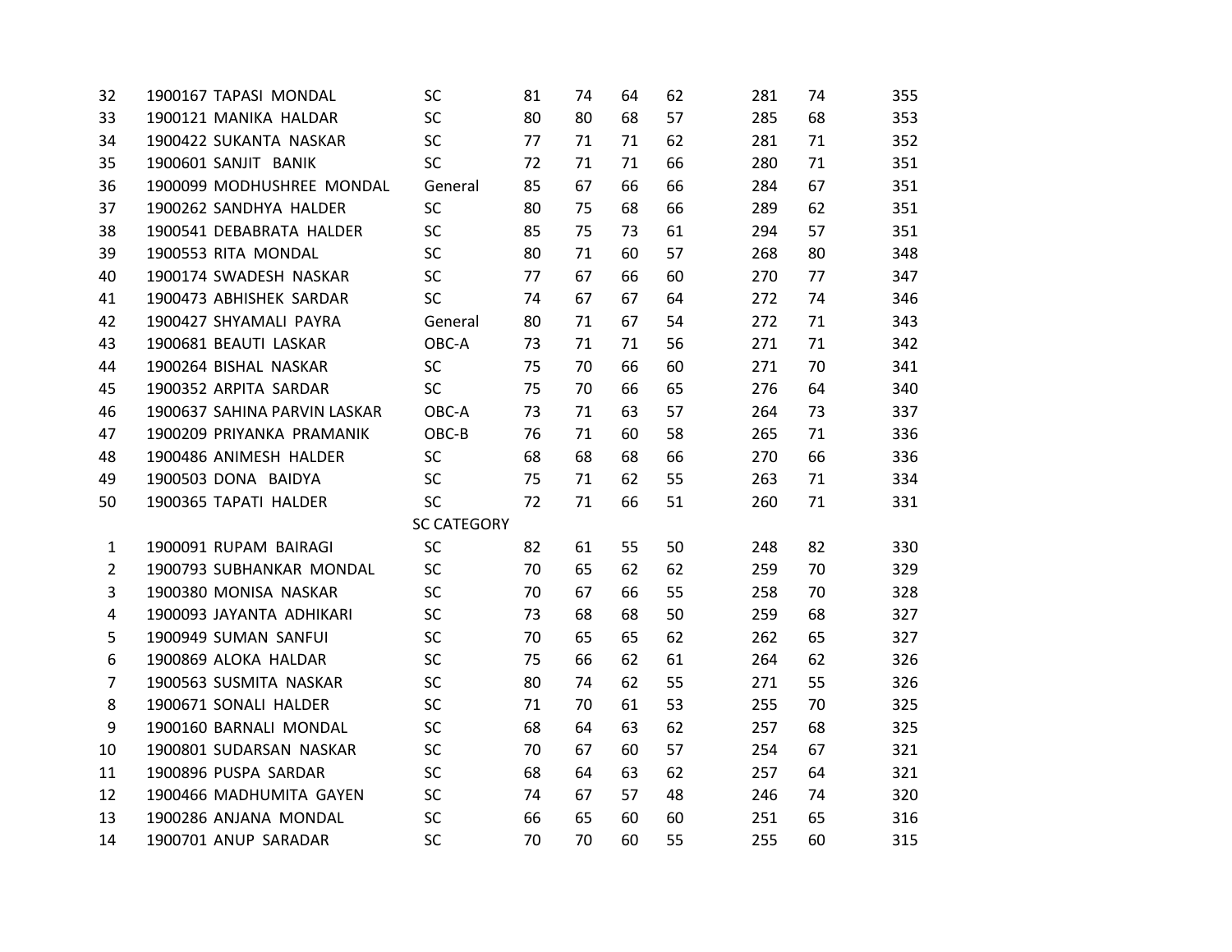| | | | | | | | | | |
|---|---|---|---|---|---|---|---|---|---|
| 32 | 1900167 TAPASI MONDAL | SC | 81 | 74 | 64 | 62 | 281 | 74 | 355 |
| 33 | 1900121 MANIKA HALDAR | SC | 80 | 80 | 68 | 57 | 285 | 68 | 353 |
| 34 | 1900422 SUKANTA NASKAR | SC | 77 | 71 | 71 | 62 | 281 | 71 | 352 |
| 35 | 1900601 SANJIT BANIK | SC | 72 | 71 | 71 | 66 | 280 | 71 | 351 |
| 36 | 1900099 MODHUSHREE MONDAL | General | 85 | 67 | 66 | 66 | 284 | 67 | 351 |
| 37 | 1900262 SANDHYA HALDER | SC | 80 | 75 | 68 | 66 | 289 | 62 | 351 |
| 38 | 1900541 DEBABRATA HALDER | SC | 85 | 75 | 73 | 61 | 294 | 57 | 351 |
| 39 | 1900553 RITA MONDAL | SC | 80 | 71 | 60 | 57 | 268 | 80 | 348 |
| 40 | 1900174 SWADESH NASKAR | SC | 77 | 67 | 66 | 60 | 270 | 77 | 347 |
| 41 | 1900473 ABHISHEK SARDAR | SC | 74 | 67 | 67 | 64 | 272 | 74 | 346 |
| 42 | 1900427 SHYAMALI PAYRA | General | 80 | 71 | 67 | 54 | 272 | 71 | 343 |
| 43 | 1900681 BEAUTI LASKAR | OBC-A | 73 | 71 | 71 | 56 | 271 | 71 | 342 |
| 44 | 1900264 BISHAL NASKAR | SC | 75 | 70 | 66 | 60 | 271 | 70 | 341 |
| 45 | 1900352 ARPITA SARDAR | SC | 75 | 70 | 66 | 65 | 276 | 64 | 340 |
| 46 | 1900637 SAHINA PARVIN LASKAR | OBC-A | 73 | 71 | 63 | 57 | 264 | 73 | 337 |
| 47 | 1900209 PRIYANKA PRAMANIK | OBC-B | 76 | 71 | 60 | 58 | 265 | 71 | 336 |
| 48 | 1900486 ANIMESH HALDER | SC | 68 | 68 | 68 | 66 | 270 | 66 | 336 |
| 49 | 1900503 DONA BAIDYA | SC | 75 | 71 | 62 | 55 | 263 | 71 | 334 |
| 50 | 1900365 TAPATI HALDER | SC | 72 | 71 | 66 | 51 | 260 | 71 | 331 |
| | | SC CATEGORY | | | | | | | |
| 1 | 1900091 RUPAM BAIRAGI | SC | 82 | 61 | 55 | 50 | 248 | 82 | 330 |
| 2 | 1900793 SUBHANKAR MONDAL | SC | 70 | 65 | 62 | 62 | 259 | 70 | 329 |
| 3 | 1900380 MONISA NASKAR | SC | 70 | 67 | 66 | 55 | 258 | 70 | 328 |
| 4 | 1900093 JAYANTA ADHIKARI | SC | 73 | 68 | 68 | 50 | 259 | 68 | 327 |
| 5 | 1900949 SUMAN SANFUI | SC | 70 | 65 | 65 | 62 | 262 | 65 | 327 |
| 6 | 1900869 ALOKA HALDAR | SC | 75 | 66 | 62 | 61 | 264 | 62 | 326 |
| 7 | 1900563 SUSMITA NASKAR | SC | 80 | 74 | 62 | 55 | 271 | 55 | 326 |
| 8 | 1900671 SONALI HALDER | SC | 71 | 70 | 61 | 53 | 255 | 70 | 325 |
| 9 | 1900160 BARNALI MONDAL | SC | 68 | 64 | 63 | 62 | 257 | 68 | 325 |
| 10 | 1900801 SUDARSAN NASKAR | SC | 70 | 67 | 60 | 57 | 254 | 67 | 321 |
| 11 | 1900896 PUSPA SARDAR | SC | 68 | 64 | 63 | 62 | 257 | 64 | 321 |
| 12 | 1900466 MADHUMITA GAYEN | SC | 74 | 67 | 57 | 48 | 246 | 74 | 320 |
| 13 | 1900286 ANJANA MONDAL | SC | 66 | 65 | 60 | 60 | 251 | 65 | 316 |
| 14 | 1900701 ANUP SARADAR | SC | 70 | 70 | 60 | 55 | 255 | 60 | 315 |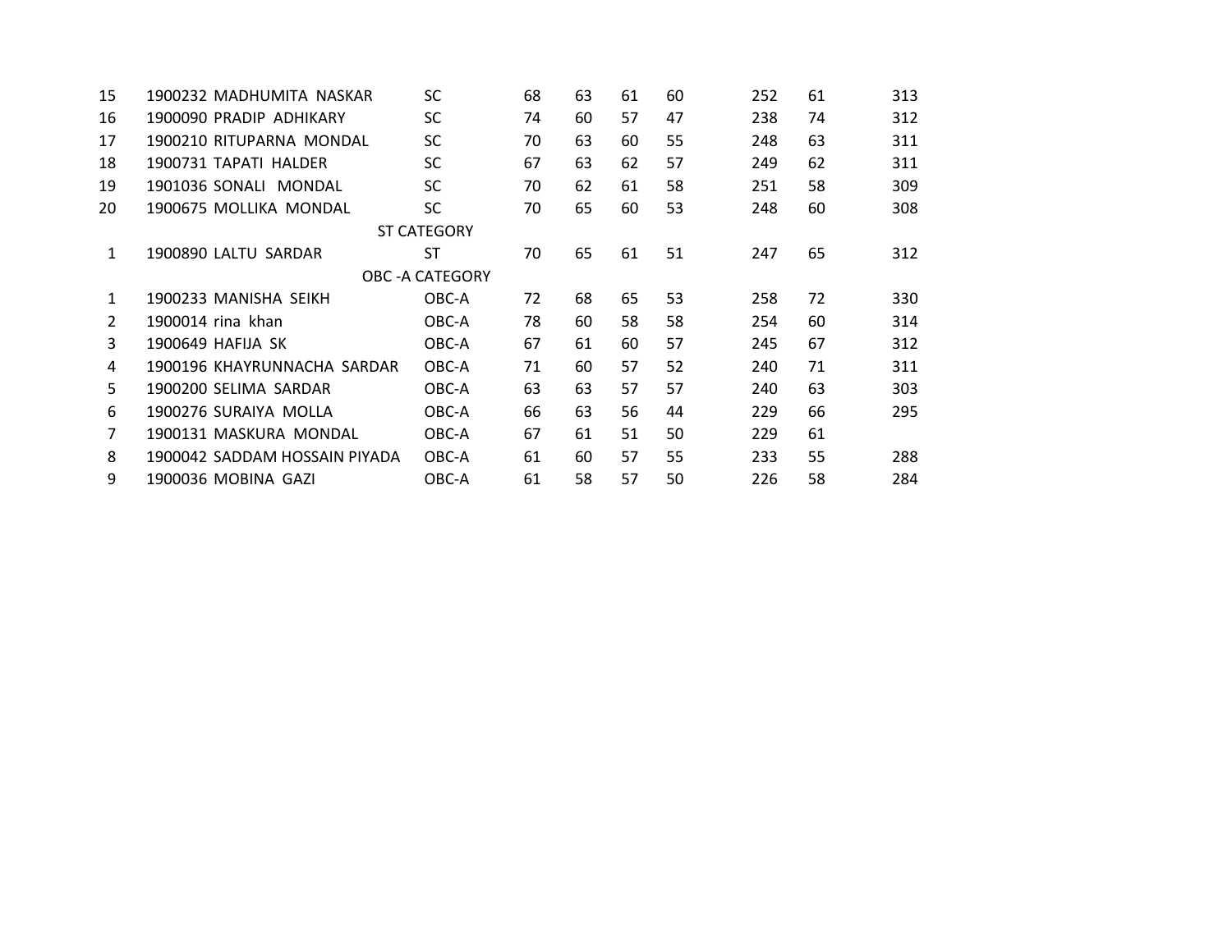| | | | | | | | | | | |
|---|---|---|---|---|---|---|---|---|---|---|
| 15 | 1900232 | MADHUMITA NASKAR | SC | 68 | 63 | 61 | 60 | 252 | 61 | 313 |
| 16 | 1900090 | PRADIP ADHIKARY | SC | 74 | 60 | 57 | 47 | 238 | 74 | 312 |
| 17 | 1900210 | RITUPARNA MONDAL | SC | 70 | 63 | 60 | 55 | 248 | 63 | 311 |
| 18 | 1900731 | TAPATI HALDER | SC | 67 | 63 | 62 | 57 | 249 | 62 | 311 |
| 19 | 1901036 | SONALI MONDAL | SC | 70 | 62 | 61 | 58 | 251 | 58 | 309 |
| 20 | 1900675 | MOLLIKA MONDAL | SC | 70 | 65 | 60 | 53 | 248 | 60 | 308 |
| | | | ST CATEGORY | | | | | | | |
| 1 | 1900890 | LALTU SARDAR | ST | 70 | 65 | 61 | 51 | 247 | 65 | 312 |
| | | | OBC -A CATEGORY | | | | | | | |
| 1 | 1900233 | MANISHA SEIKH | OBC-A | 72 | 68 | 65 | 53 | 258 | 72 | 330 |
| 2 | 1900014 | rina khan | OBC-A | 78 | 60 | 58 | 58 | 254 | 60 | 314 |
| 3 | 1900649 | HAFIJA SK | OBC-A | 67 | 61 | 60 | 57 | 245 | 67 | 312 |
| 4 | 1900196 | KHAYRUNNACHA SARDAR | OBC-A | 71 | 60 | 57 | 52 | 240 | 71 | 311 |
| 5 | 1900200 | SELIMA SARDAR | OBC-A | 63 | 63 | 57 | 57 | 240 | 63 | 303 |
| 6 | 1900276 | SURAIYA MOLLA | OBC-A | 66 | 63 | 56 | 44 | 229 | 66 | 295 |
| 7 | 1900131 | MASKURA MONDAL | OBC-A | 67 | 61 | 51 | 50 | 229 | 61 | |
| 8 | 1900042 | SADDAM HOSSAIN PIYADA | OBC-A | 61 | 60 | 57 | 55 | 233 | 55 | 288 |
| 9 | 1900036 | MOBINA GAZI | OBC-A | 61 | 58 | 57 | 50 | 226 | 58 | 284 |